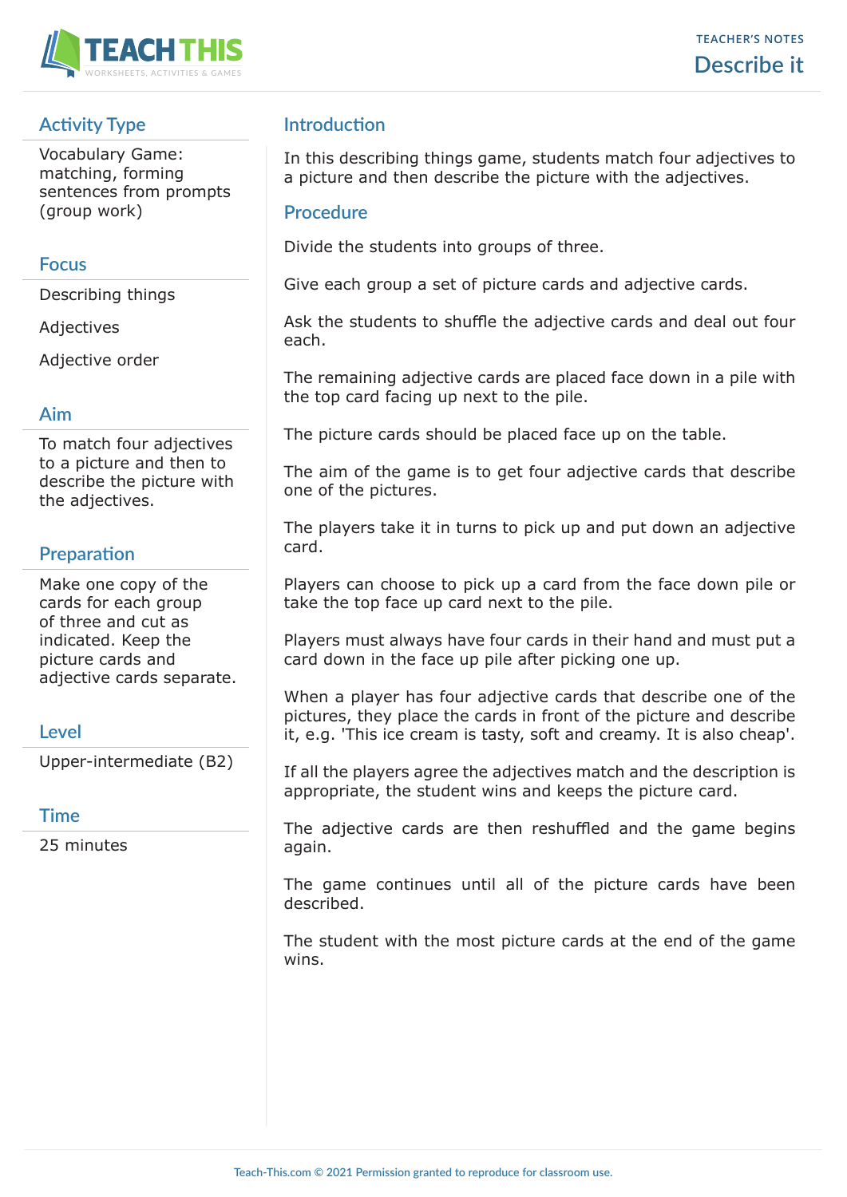# Describe it

TEACHER'S NOTES

## Activity Type

Vocabulary Game: matching, forming sentences from prompts (group work)

## Focus

Describing things

Adjectives

Adjective order

## Aim

To match four adjectives to a picture and then to describe the picture with the adjectives.

## Preparation

Make one copy of the cards for each group of three and cut as indicated. Keep the picture cards and adjective cards separate.

## Level

Upper-intermediate (B2)

## Time

25 minutes

## Introduction

In this describing things game, students match four adjectives to a picture and then describe the picture with the adjectives.

## Procedure

Divide the students into groups of three.

Give each group a set of picture cards and adjective cards.

Ask the students to shuffle the adjective cards and deal out four each.

The remaining adjective cards are placed face down in a pile with the top card facing up next to the pile.

The picture cards should be placed face up on the table.

The aim of the game is to get four adjective cards that describe one of the pictures.

The players take it in turns to pick up and put down an adjective card.

Players can choose to pick up a card from the face down pile or take the top face up card next to the pile.

Players must always have four cards in their hand and must put a card down in the face up pile after picking one up.

When a player has four adjective cards that describe one of the pictures, they place the cards in front of the picture and describe it, e.g. 'This ice cream is tasty, soft and creamy. It is also cheap'.

If all the players agree the adjectives match and the description is appropriate, the student wins and keeps the picture card.

The adjective cards are then reshuffled and the game begins again.

The game continues until all of the picture cards have been described.

The student with the most picture cards at the end of the game wins.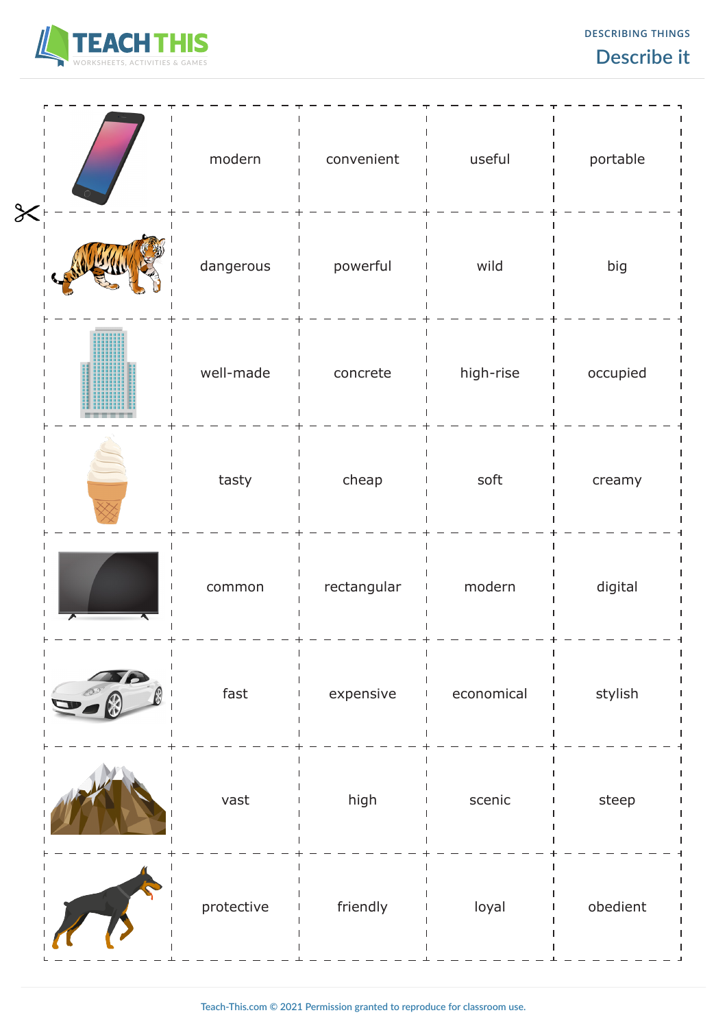# Describe it

| | | | | |
|---|---|---|---|---|
| | modern | convenient | useful | portable |
| | dangerous | powerful | wild | big |
| | well-made | concrete | high-rise | occupied |
| | tasty | cheap | soft | creamy |
| | common | rectangular | modern | digital |
| | fast | expensive | economical | stylish |
| | vast | high | scenic | steep |
| | protective | friendly | loyal | obedient |

Teach-This.com © 2021 Permission granted to reproduce for classroom use.